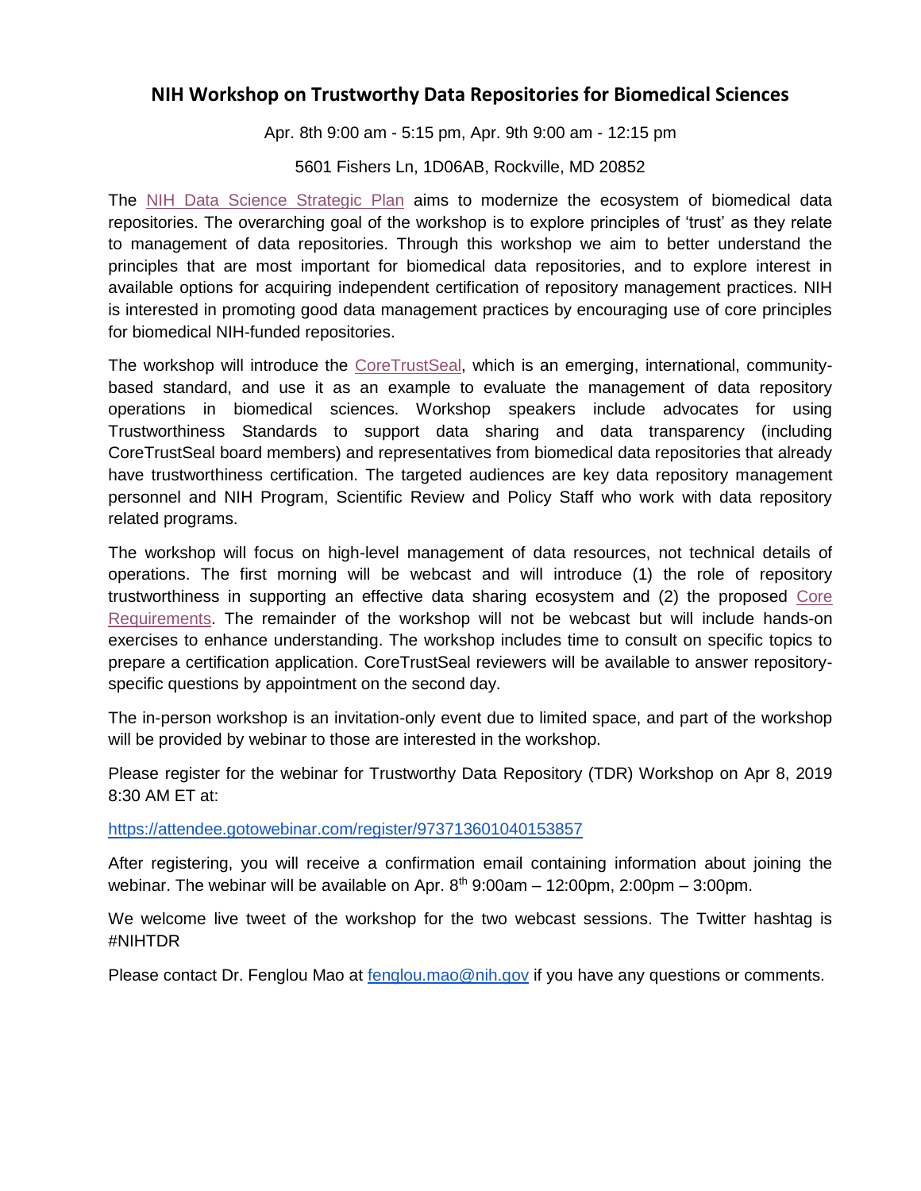# NIH Workshop on Trustworthy Data Repositories for Biomedical Sciences

Apr. 8th 9:00 am - 5:15 pm, Apr. 9th 9:00 am - 12:15 pm

5601 Fishers Ln, 1D06AB, Rockville, MD 20852

The NIH Data Science Strategic Plan aims to modernize the ecosystem of biomedical data repositories. The overarching goal of the workshop is to explore principles of 'trust' as they relate to management of data repositories. Through this workshop we aim to better understand the principles that are most important for biomedical data repositories, and to explore interest in available options for acquiring independent certification of repository management practices. NIH is interested in promoting good data management practices by encouraging use of core principles for biomedical NIH-funded repositories.

The workshop will introduce the CoreTrustSeal, which is an emerging, international, community-based standard, and use it as an example to evaluate the management of data repository operations in biomedical sciences. Workshop speakers include advocates for using Trustworthiness Standards to support data sharing and data transparency (including CoreTrustSeal board members) and representatives from biomedical data repositories that already have trustworthiness certification. The targeted audiences are key data repository management personnel and NIH Program, Scientific Review and Policy Staff who work with data repository related programs.

The workshop will focus on high-level management of data resources, not technical details of operations. The first morning will be webcast and will introduce (1) the role of repository trustworthiness in supporting an effective data sharing ecosystem and (2) the proposed Core Requirements. The remainder of the workshop will not be webcast but will include hands-on exercises to enhance understanding. The workshop includes time to consult on specific topics to prepare a certification application. CoreTrustSeal reviewers will be available to answer repository-specific questions by appointment on the second day.

The in-person workshop is an invitation-only event due to limited space, and part of the workshop will be provided by webinar to those are interested in the workshop.

Please register for the webinar for Trustworthy Data Repository (TDR) Workshop on Apr 8, 2019 8:30 AM ET at:

https://attendee.gotowebinar.com/register/973713601040153857

After registering, you will receive a confirmation email containing information about joining the webinar. The webinar will be available on Apr. 8th 9:00am – 12:00pm, 2:00pm – 3:00pm.

We welcome live tweet of the workshop for the two webcast sessions. The Twitter hashtag is #NIHTDR

Please contact Dr. Fenglou Mao at fenglou.mao@nih.gov if you have any questions or comments.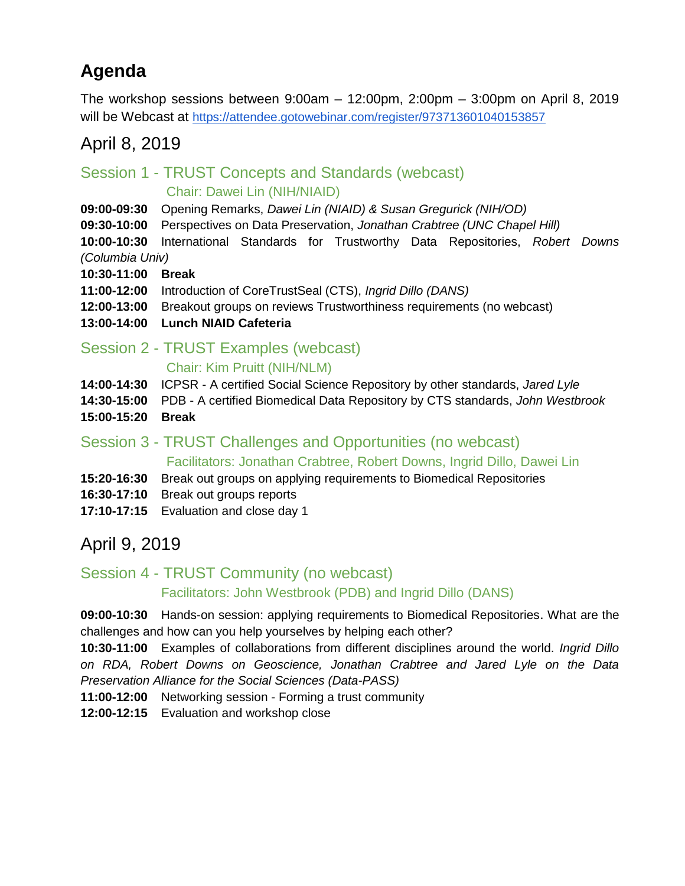# Agenda

The workshop sessions between 9:00am – 12:00pm, 2:00pm – 3:00pm on April 8, 2019 will be Webcast at https://attendee.gotowebinar.com/register/973713601040153857

## April 8, 2019

### Session 1 - TRUST Concepts and Standards (webcast)

Chair: Dawei Lin (NIH/NIAID)

**09:00-09:30** Opening Remarks, *Dawei Lin (NIAID) & Susan Gregurick (NIH/OD)*
**09:30-10:00** Perspectives on Data Preservation, *Jonathan Crabtree (UNC Chapel Hill)*
**10:00-10:30** International Standards for Trustworthy Data Repositories, *Robert Downs (Columbia Univ)*
**10:30-11:00** **Break**
**11:00-12:00** Introduction of CoreTrustSeal (CTS), *Ingrid Dillo (DANS)*
**12:00-13:00** Breakout groups on reviews Trustworthiness requirements (no webcast)
**13:00-14:00** **Lunch NIAID Cafeteria**

### Session 2 - TRUST Examples (webcast)

Chair: Kim Pruitt (NIH/NLM)

**14:00-14:30** ICPSR - A certified Social Science Repository by other standards, *Jared Lyle*
**14:30-15:00** PDB - A certified Biomedical Data Repository by CTS standards, *John Westbrook*
**15:00-15:20** **Break**

### Session 3 - TRUST Challenges and Opportunities (no webcast)

Facilitators: Jonathan Crabtree, Robert Downs, Ingrid Dillo, Dawei Lin

**15:20-16:30** Break out groups on applying requirements to Biomedical Repositories
**16:30-17:10** Break out groups reports
**17:10-17:15** Evaluation and close day 1

## April 9, 2019

### Session 4 - TRUST Community (no webcast)

Facilitators: John Westbrook (PDB) and Ingrid Dillo (DANS)

**09:00-10:30** Hands-on session: applying requirements to Biomedical Repositories. What are the challenges and how can you help yourselves by helping each other?
**10:30-11:00** Examples of collaborations from different disciplines around the world. *Ingrid Dillo on RDA, Robert Downs on Geoscience, Jonathan Crabtree and Jared Lyle on the Data Preservation Alliance for the Social Sciences (Data-PASS)*
**11:00-12:00** Networking session - Forming a trust community
**12:00-12:15** Evaluation and workshop close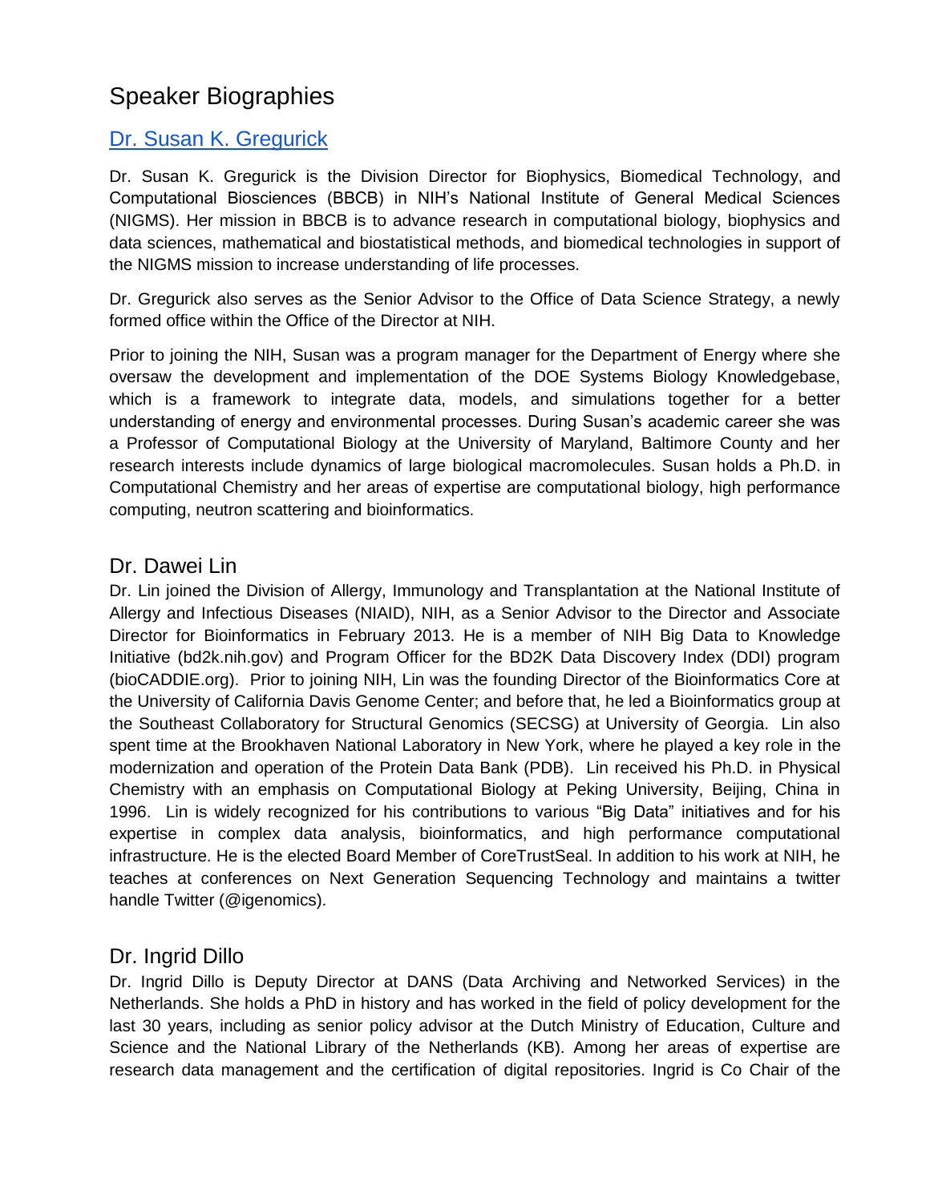# Speaker Biographies

## Dr. Susan K. Gregurick

Dr. Susan K. Gregurick is the Division Director for Biophysics, Biomedical Technology, and Computational Biosciences (BBCB) in NIH's National Institute of General Medical Sciences (NIGMS). Her mission in BBCB is to advance research in computational biology, biophysics and data sciences, mathematical and biostatistical methods, and biomedical technologies in support of the NIGMS mission to increase understanding of life processes.

Dr. Gregurick also serves as the Senior Advisor to the Office of Data Science Strategy, a newly formed office within the Office of the Director at NIH.

Prior to joining the NIH, Susan was a program manager for the Department of Energy where she oversaw the development and implementation of the DOE Systems Biology Knowledgebase, which is a framework to integrate data, models, and simulations together for a better understanding of energy and environmental processes. During Susan's academic career she was a Professor of Computational Biology at the University of Maryland, Baltimore County and her research interests include dynamics of large biological macromolecules. Susan holds a Ph.D. in Computational Chemistry and her areas of expertise are computational biology, high performance computing, neutron scattering and bioinformatics.

## Dr. Dawei Lin

Dr. Lin joined the Division of Allergy, Immunology and Transplantation at the National Institute of Allergy and Infectious Diseases (NIAID), NIH, as a Senior Advisor to the Director and Associate Director for Bioinformatics in February 2013. He is a member of NIH Big Data to Knowledge Initiative (bd2k.nih.gov) and Program Officer for the BD2K Data Discovery Index (DDI) program (bioCADDIE.org). Prior to joining NIH, Lin was the founding Director of the Bioinformatics Core at the University of California Davis Genome Center; and before that, he led a Bioinformatics group at the Southeast Collaboratory for Structural Genomics (SECSG) at University of Georgia. Lin also spent time at the Brookhaven National Laboratory in New York, where he played a key role in the modernization and operation of the Protein Data Bank (PDB). Lin received his Ph.D. in Physical Chemistry with an emphasis on Computational Biology at Peking University, Beijing, China in 1996. Lin is widely recognized for his contributions to various "Big Data" initiatives and for his expertise in complex data analysis, bioinformatics, and high performance computational infrastructure. He is the elected Board Member of CoreTrustSeal. In addition to his work at NIH, he teaches at conferences on Next Generation Sequencing Technology and maintains a twitter handle Twitter (@igenomics).

## Dr. Ingrid Dillo

Dr. Ingrid Dillo is Deputy Director at DANS (Data Archiving and Networked Services) in the Netherlands. She holds a PhD in history and has worked in the field of policy development for the last 30 years, including as senior policy advisor at the Dutch Ministry of Education, Culture and Science and the National Library of the Netherlands (KB). Among her areas of expertise are research data management and the certification of digital repositories. Ingrid is Co Chair of the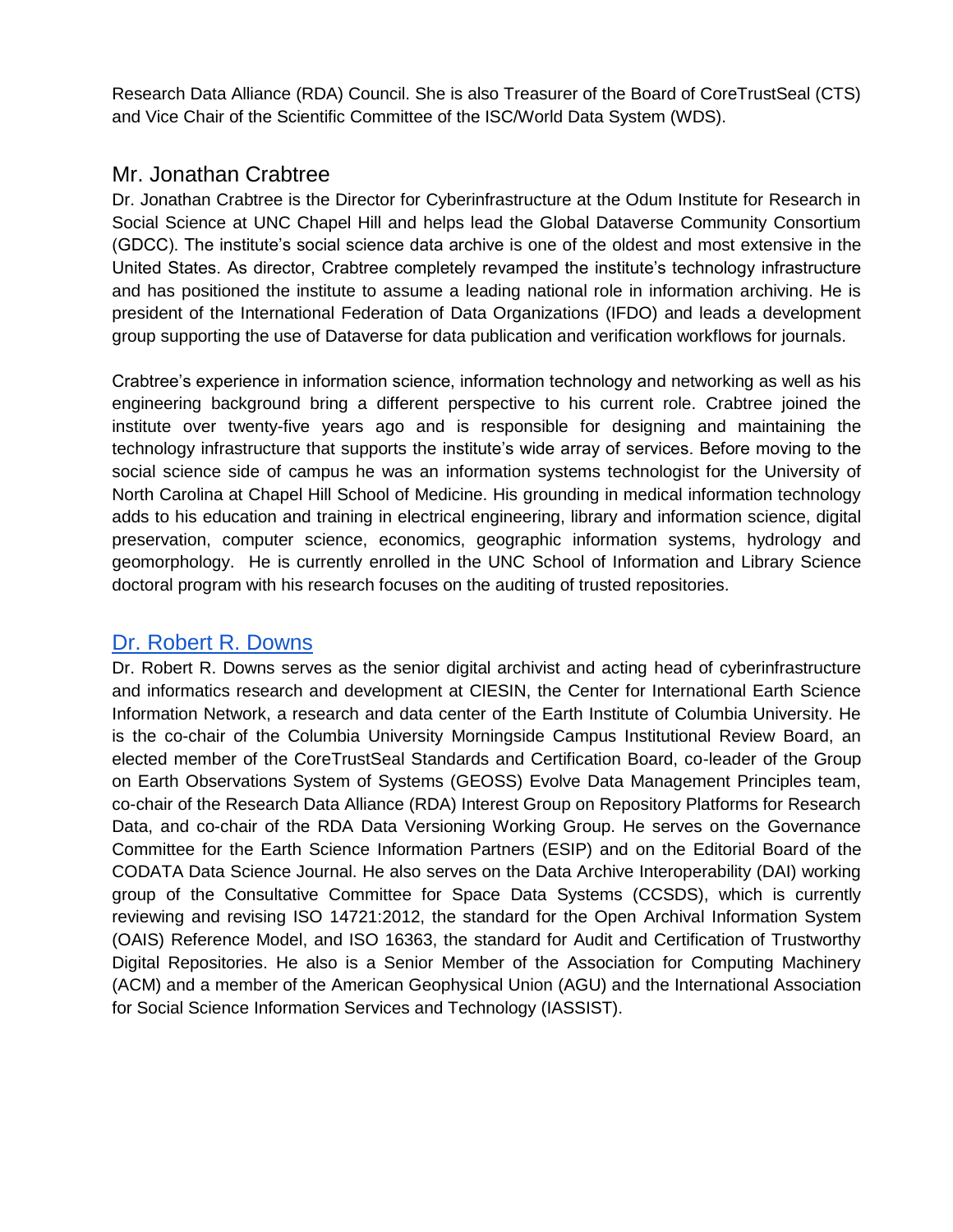Research Data Alliance (RDA) Council. She is also Treasurer of the Board of CoreTrustSeal (CTS) and Vice Chair of the Scientific Committee of the ISC/World Data System (WDS).

## Mr. Jonathan Crabtree

Dr. Jonathan Crabtree is the Director for Cyberinfrastructure at the Odum Institute for Research in Social Science at UNC Chapel Hill and helps lead the Global Dataverse Community Consortium (GDCC). The institute's social science data archive is one of the oldest and most extensive in the United States. As director, Crabtree completely revamped the institute's technology infrastructure and has positioned the institute to assume a leading national role in information archiving. He is president of the International Federation of Data Organizations (IFDO) and leads a development group supporting the use of Dataverse for data publication and verification workflows for journals.

Crabtree's experience in information science, information technology and networking as well as his engineering background bring a different perspective to his current role. Crabtree joined the institute over twenty-five years ago and is responsible for designing and maintaining the technology infrastructure that supports the institute's wide array of services. Before moving to the social science side of campus he was an information systems technologist for the University of North Carolina at Chapel Hill School of Medicine. His grounding in medical information technology adds to his education and training in electrical engineering, library and information science, digital preservation, computer science, economics, geographic information systems, hydrology and geomorphology. He is currently enrolled in the UNC School of Information and Library Science doctoral program with his research focuses on the auditing of trusted repositories.

## Dr. Robert R. Downs

Dr. Robert R. Downs serves as the senior digital archivist and acting head of cyberinfrastructure and informatics research and development at CIESIN, the Center for International Earth Science Information Network, a research and data center of the Earth Institute of Columbia University. He is the co-chair of the Columbia University Morningside Campus Institutional Review Board, an elected member of the CoreTrustSeal Standards and Certification Board, co-leader of the Group on Earth Observations System of Systems (GEOSS) Evolve Data Management Principles team, co-chair of the Research Data Alliance (RDA) Interest Group on Repository Platforms for Research Data, and co-chair of the RDA Data Versioning Working Group. He serves on the Governance Committee for the Earth Science Information Partners (ESIP) and on the Editorial Board of the CODATA Data Science Journal. He also serves on the Data Archive Interoperability (DAI) working group of the Consultative Committee for Space Data Systems (CCSDS), which is currently reviewing and revising ISO 14721:2012, the standard for the Open Archival Information System (OAIS) Reference Model, and ISO 16363, the standard for Audit and Certification of Trustworthy Digital Repositories. He also is a Senior Member of the Association for Computing Machinery (ACM) and a member of the American Geophysical Union (AGU) and the International Association for Social Science Information Services and Technology (IASSIST).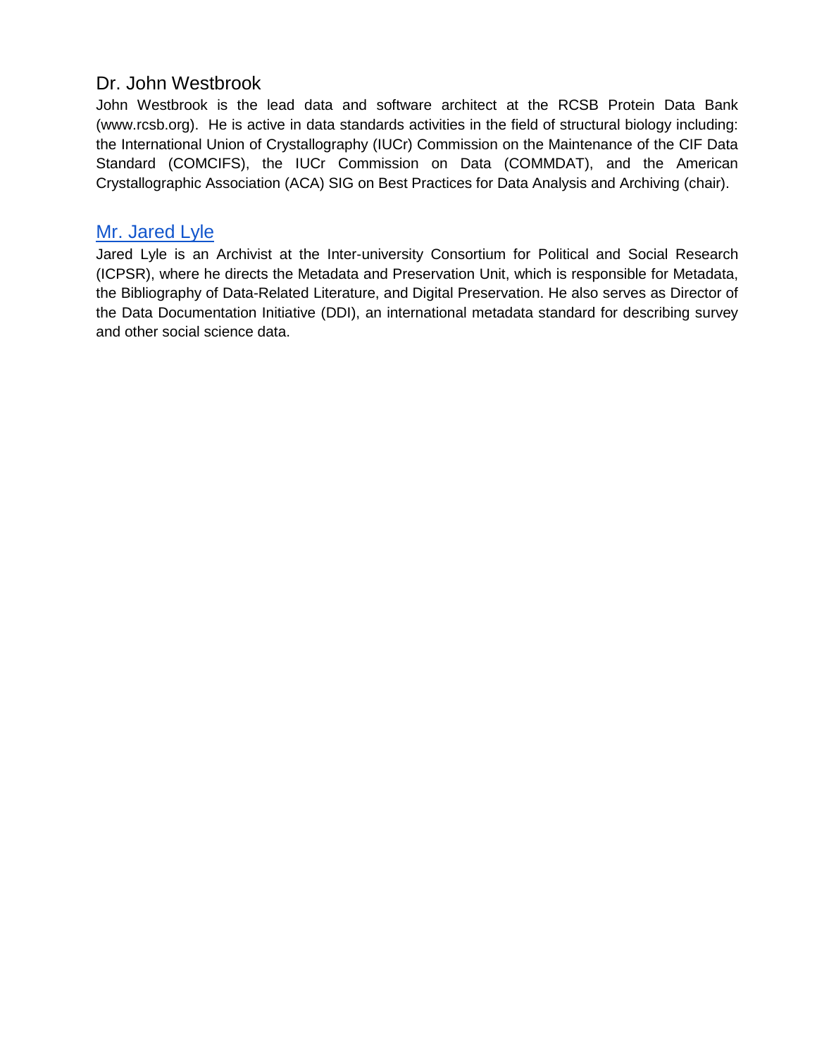## Dr. John Westbrook

John Westbrook is the lead data and software architect at the RCSB Protein Data Bank (www.rcsb.org). He is active in data standards activities in the field of structural biology including: the International Union of Crystallography (IUCr) Commission on the Maintenance of the CIF Data Standard (COMCIFS), the IUCr Commission on Data (COMMDAT), and the American Crystallographic Association (ACA) SIG on Best Practices for Data Analysis and Archiving (chair).

## Mr. Jared Lyle

Jared Lyle is an Archivist at the Inter-university Consortium for Political and Social Research (ICPSR), where he directs the Metadata and Preservation Unit, which is responsible for Metadata, the Bibliography of Data-Related Literature, and Digital Preservation. He also serves as Director of the Data Documentation Initiative (DDI), an international metadata standard for describing survey and other social science data.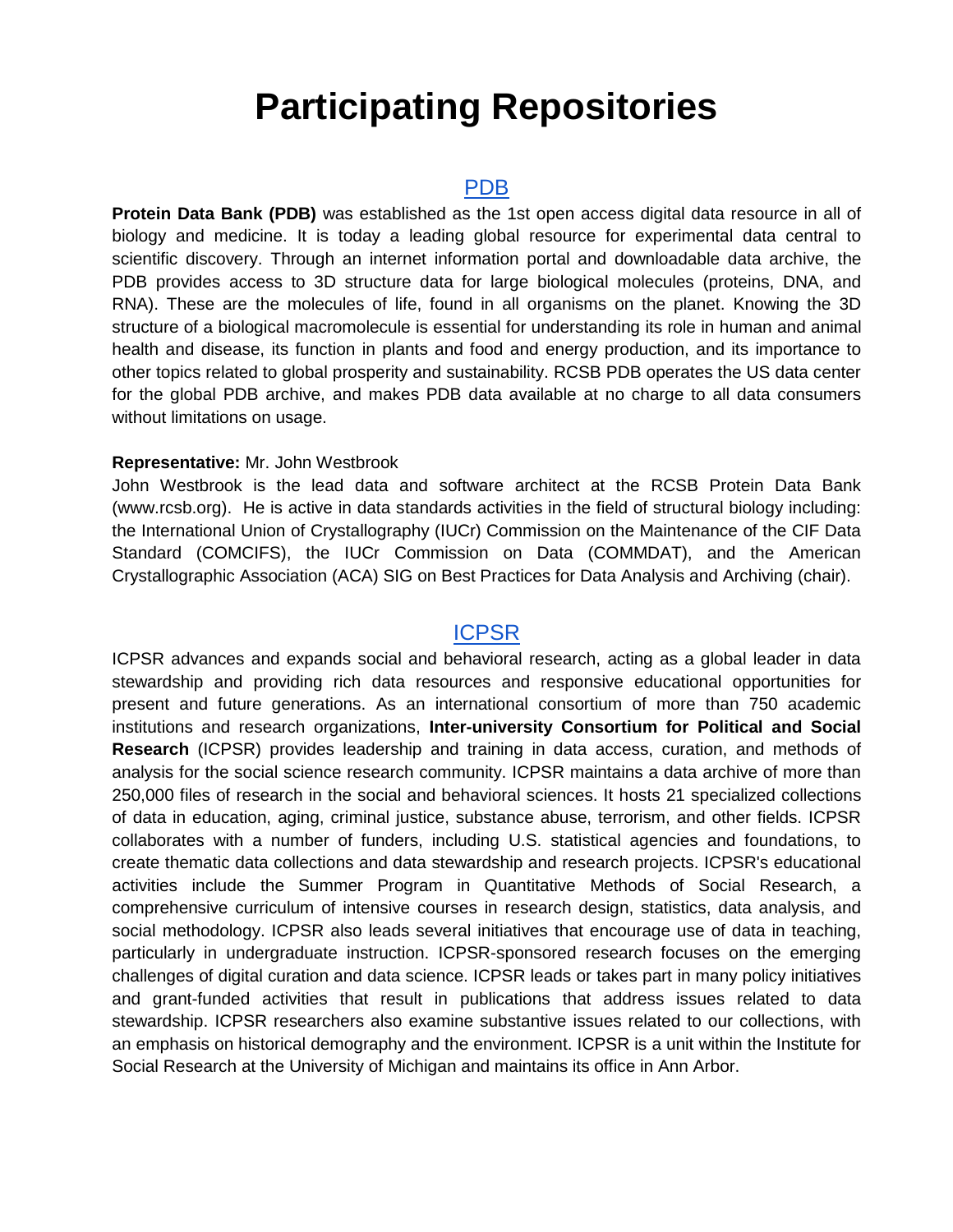# Participating Repositories

## PDB

**Protein Data Bank (PDB)** was established as the 1st open access digital data resource in all of biology and medicine. It is today a leading global resource for experimental data central to scientific discovery. Through an internet information portal and downloadable data archive, the PDB provides access to 3D structure data for large biological molecules (proteins, DNA, and RNA). These are the molecules of life, found in all organisms on the planet. Knowing the 3D structure of a biological macromolecule is essential for understanding its role in human and animal health and disease, its function in plants and food and energy production, and its importance to other topics related to global prosperity and sustainability. RCSB PDB operates the US data center for the global PDB archive, and makes PDB data available at no charge to all data consumers without limitations on usage.

**Representative:** Mr. John Westbrook
John Westbrook is the lead data and software architect at the RCSB Protein Data Bank (www.rcsb.org). He is active in data standards activities in the field of structural biology including: the International Union of Crystallography (IUCr) Commission on the Maintenance of the CIF Data Standard (COMCIFS), the IUCr Commission on Data (COMMDAT), and the American Crystallographic Association (ACA) SIG on Best Practices for Data Analysis and Archiving (chair).

## ICPSR

ICPSR advances and expands social and behavioral research, acting as a global leader in data stewardship and providing rich data resources and responsive educational opportunities for present and future generations. As an international consortium of more than 750 academic institutions and research organizations, **Inter-university Consortium for Political and Social Research** (ICPSR) provides leadership and training in data access, curation, and methods of analysis for the social science research community. ICPSR maintains a data archive of more than 250,000 files of research in the social and behavioral sciences. It hosts 21 specialized collections of data in education, aging, criminal justice, substance abuse, terrorism, and other fields. ICPSR collaborates with a number of funders, including U.S. statistical agencies and foundations, to create thematic data collections and data stewardship and research projects. ICPSR's educational activities include the Summer Program in Quantitative Methods of Social Research, a comprehensive curriculum of intensive courses in research design, statistics, data analysis, and social methodology. ICPSR also leads several initiatives that encourage use of data in teaching, particularly in undergraduate instruction. ICPSR-sponsored research focuses on the emerging challenges of digital curation and data science. ICPSR leads or takes part in many policy initiatives and grant-funded activities that result in publications that address issues related to data stewardship. ICPSR researchers also examine substantive issues related to our collections, with an emphasis on historical demography and the environment. ICPSR is a unit within the Institute for Social Research at the University of Michigan and maintains its office in Ann Arbor.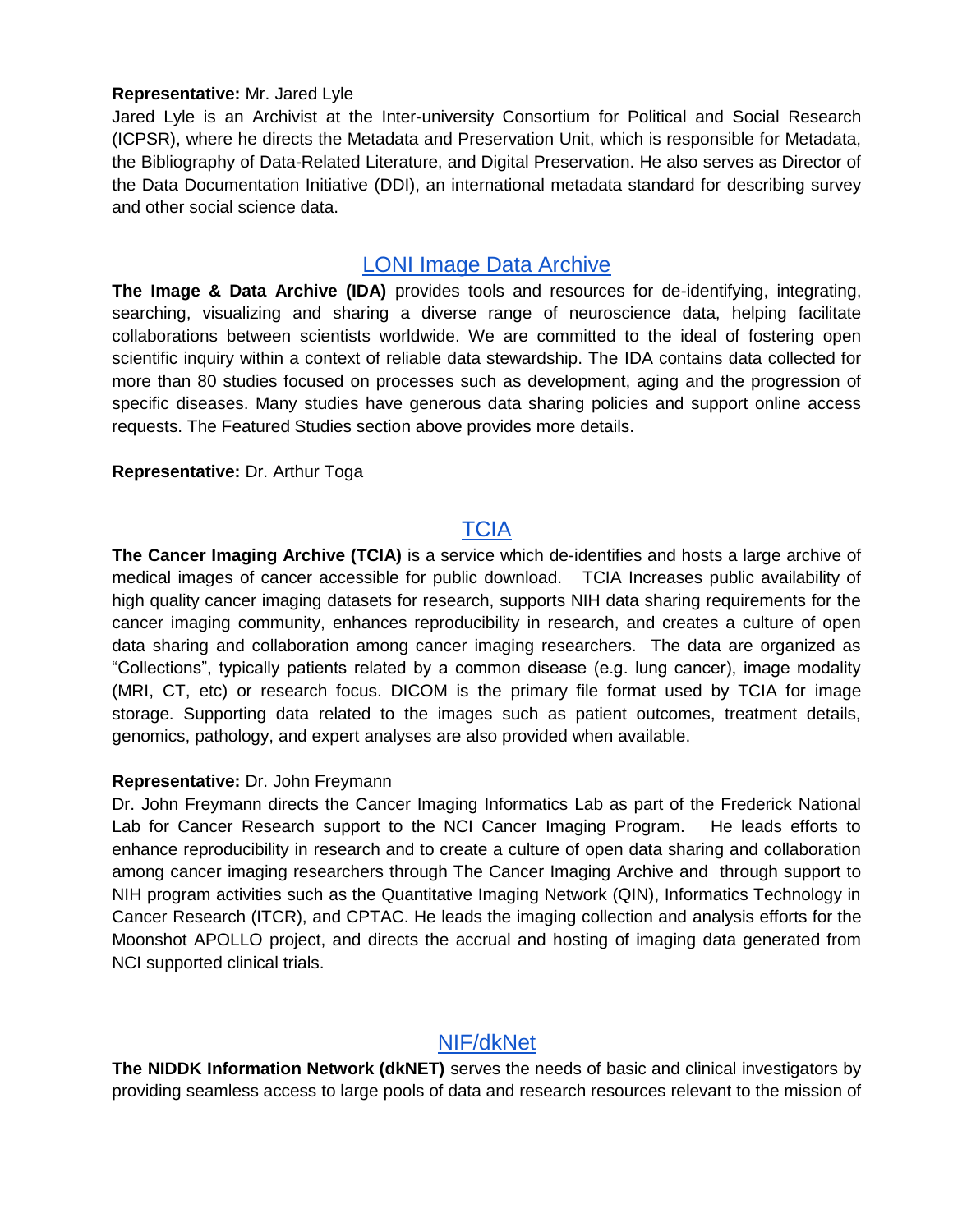**Representative:** Mr. Jared Lyle

Jared Lyle is an Archivist at the Inter-university Consortium for Political and Social Research (ICPSR), where he directs the Metadata and Preservation Unit, which is responsible for Metadata, the Bibliography of Data-Related Literature, and Digital Preservation. He also serves as Director of the Data Documentation Initiative (DDI), an international metadata standard for describing survey and other social science data.

## LONI Image Data Archive

**The Image & Data Archive (IDA)** provides tools and resources for de-identifying, integrating, searching, visualizing and sharing a diverse range of neuroscience data, helping facilitate collaborations between scientists worldwide. We are committed to the ideal of fostering open scientific inquiry within a context of reliable data stewardship. The IDA contains data collected for more than 80 studies focused on processes such as development, aging and the progression of specific diseases. Many studies have generous data sharing policies and support online access requests. The Featured Studies section above provides more details.

**Representative:** Dr. Arthur Toga

## TCIA

**The Cancer Imaging Archive (TCIA)** is a service which de-identifies and hosts a large archive of medical images of cancer accessible for public download. TCIA Increases public availability of high quality cancer imaging datasets for research, supports NIH data sharing requirements for the cancer imaging community, enhances reproducibility in research, and creates a culture of open data sharing and collaboration among cancer imaging researchers. The data are organized as "Collections", typically patients related by a common disease (e.g. lung cancer), image modality (MRI, CT, etc) or research focus. DICOM is the primary file format used by TCIA for image storage. Supporting data related to the images such as patient outcomes, treatment details, genomics, pathology, and expert analyses are also provided when available.

**Representative:** Dr. John Freymann

Dr. John Freymann directs the Cancer Imaging Informatics Lab as part of the Frederick National Lab for Cancer Research support to the NCI Cancer Imaging Program. He leads efforts to enhance reproducibility in research and to create a culture of open data sharing and collaboration among cancer imaging researchers through The Cancer Imaging Archive and through support to NIH program activities such as the Quantitative Imaging Network (QIN), Informatics Technology in Cancer Research (ITCR), and CPTAC. He leads the imaging collection and analysis efforts for the Moonshot APOLLO project, and directs the accrual and hosting of imaging data generated from NCI supported clinical trials.

## NIF/dkNet

**The NIDDK Information Network (dkNET)** serves the needs of basic and clinical investigators by providing seamless access to large pools of data and research resources relevant to the mission of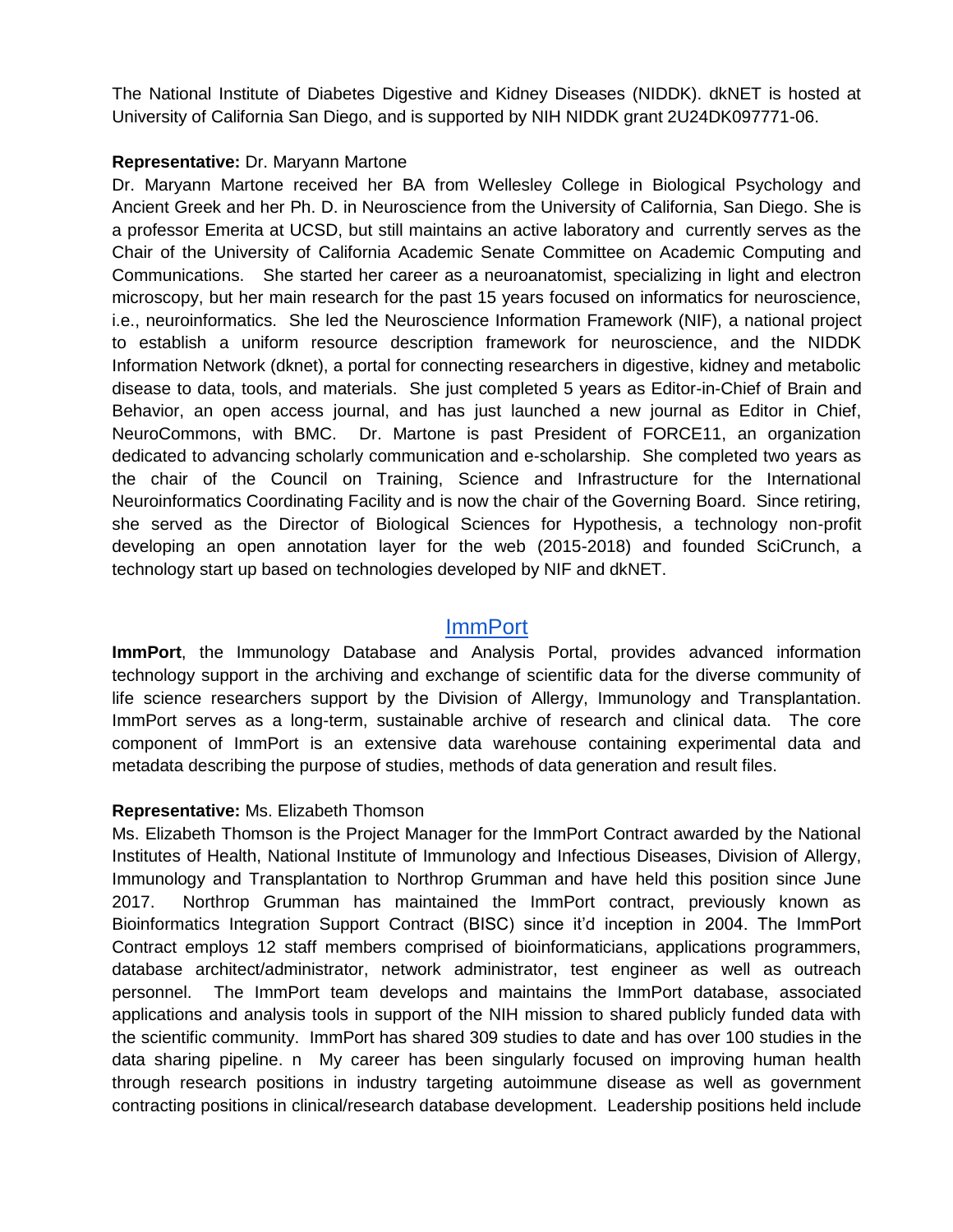The National Institute of Diabetes Digestive and Kidney Diseases (NIDDK). dkNET is hosted at University of California San Diego, and is supported by NIH NIDDK grant 2U24DK097771-06.

**Representative:** Dr. Maryann Martone

Dr. Maryann Martone received her BA from Wellesley College in Biological Psychology and Ancient Greek and her Ph. D. in Neuroscience from the University of California, San Diego. She is a professor Emerita at UCSD, but still maintains an active laboratory and currently serves as the Chair of the University of California Academic Senate Committee on Academic Computing and Communications. She started her career as a neuroanatomist, specializing in light and electron microscopy, but her main research for the past 15 years focused on informatics for neuroscience, i.e., neuroinformatics. She led the Neuroscience Information Framework (NIF), a national project to establish a uniform resource description framework for neuroscience, and the NIDDK Information Network (dknet), a portal for connecting researchers in digestive, kidney and metabolic disease to data, tools, and materials. She just completed 5 years as Editor-in-Chief of Brain and Behavior, an open access journal, and has just launched a new journal as Editor in Chief, NeuroCommons, with BMC. Dr. Martone is past President of FORCE11, an organization dedicated to advancing scholarly communication and e-scholarship. She completed two years as the chair of the Council on Training, Science and Infrastructure for the International Neuroinformatics Coordinating Facility and is now the chair of the Governing Board. Since retiring, she served as the Director of Biological Sciences for Hypothesis, a technology non-profit developing an open annotation layer for the web (2015-2018) and founded SciCrunch, a technology start up based on technologies developed by NIF and dkNET.

## ImmPort

**ImmPort**, the Immunology Database and Analysis Portal, provides advanced information technology support in the archiving and exchange of scientific data for the diverse community of life science researchers support by the Division of Allergy, Immunology and Transplantation. ImmPort serves as a long-term, sustainable archive of research and clinical data. The core component of ImmPort is an extensive data warehouse containing experimental data and metadata describing the purpose of studies, methods of data generation and result files.

**Representative:** Ms. Elizabeth Thomson

Ms. Elizabeth Thomson is the Project Manager for the ImmPort Contract awarded by the National Institutes of Health, National Institute of Immunology and Infectious Diseases, Division of Allergy, Immunology and Transplantation to Northrop Grumman and have held this position since June 2017. Northrop Grumman has maintained the ImmPort contract, previously known as Bioinformatics Integration Support Contract (BISC) since it'd inception in 2004. The ImmPort Contract employs 12 staff members comprised of bioinformaticians, applications programmers, database architect/administrator, network administrator, test engineer as well as outreach personnel. The ImmPort team develops and maintains the ImmPort database, associated applications and analysis tools in support of the NIH mission to shared publicly funded data with the scientific community. ImmPort has shared 309 studies to date and has over 100 studies in the data sharing pipeline. n My career has been singularly focused on improving human health through research positions in industry targeting autoimmune disease as well as government contracting positions in clinical/research database development. Leadership positions held include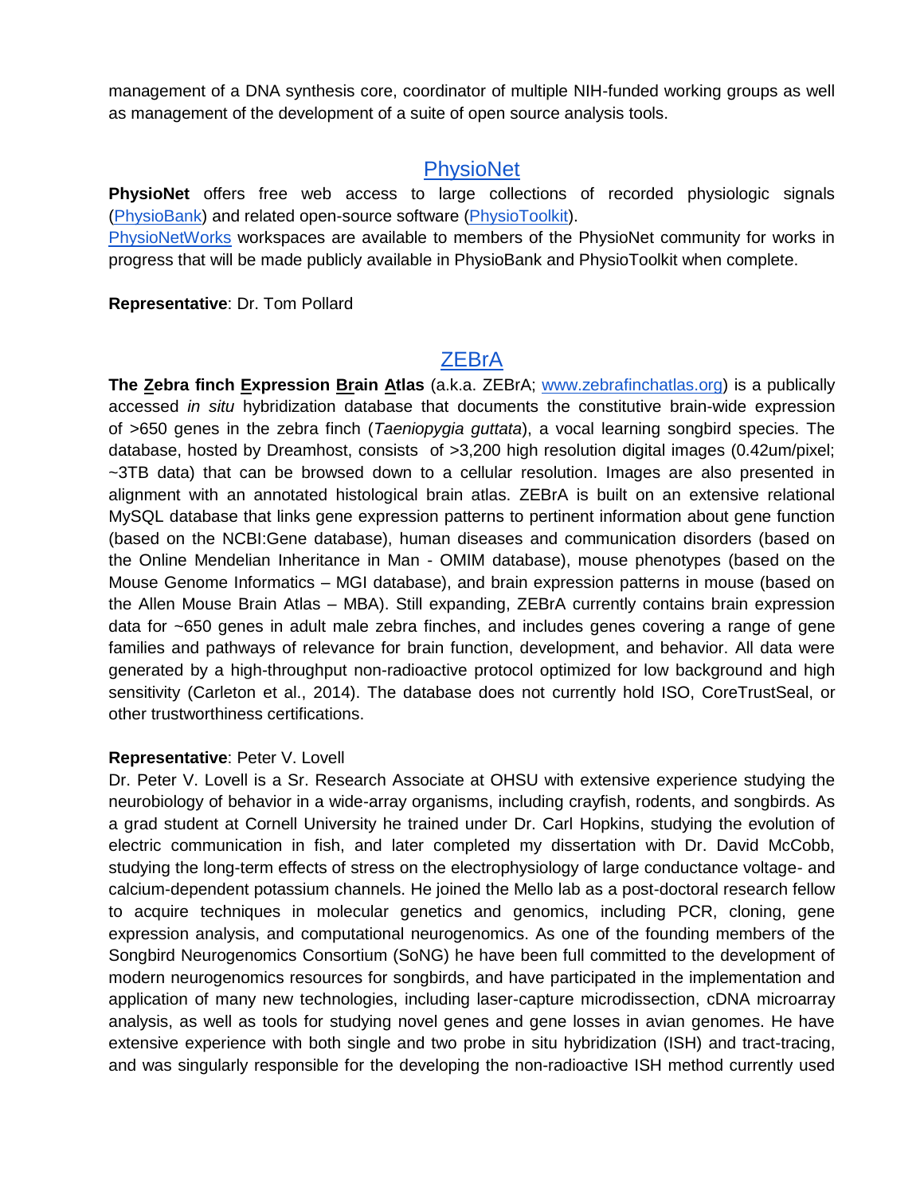management of a DNA synthesis core, coordinator of multiple NIH-funded working groups as well as management of the development of a suite of open source analysis tools.

## PhysioNet

**PhysioNet** offers free web access to large collections of recorded physiologic signals (PhysioBank) and related open-source software (PhysioToolkit).
PhysioNetWorks workspaces are available to members of the PhysioNet community for works in progress that will be made publicly available in PhysioBank and PhysioToolkit when complete.

**Representative**: Dr. Tom Pollard

## ZEBrA

**The Zebra finch Expression Brain Atlas** (a.k.a. ZEBrA; www.zebrafinchatlas.org) is a publically accessed *in situ* hybridization database that documents the constitutive brain-wide expression of >650 genes in the zebra finch (*Taeniopygia guttata*), a vocal learning songbird species. The database, hosted by Dreamhost, consists of >3,200 high resolution digital images (0.42um/pixel; ~3TB data) that can be browsed down to a cellular resolution. Images are also presented in alignment with an annotated histological brain atlas. ZEBrA is built on an extensive relational MySQL database that links gene expression patterns to pertinent information about gene function (based on the NCBI:Gene database), human diseases and communication disorders (based on the Online Mendelian Inheritance in Man - OMIM database), mouse phenotypes (based on the Mouse Genome Informatics – MGI database), and brain expression patterns in mouse (based on the Allen Mouse Brain Atlas – MBA). Still expanding, ZEBrA currently contains brain expression data for ~650 genes in adult male zebra finches, and includes genes covering a range of gene families and pathways of relevance for brain function, development, and behavior. All data were generated by a high-throughput non-radioactive protocol optimized for low background and high sensitivity (Carleton et al., 2014). The database does not currently hold ISO, CoreTrustSeal, or other trustworthiness certifications.

**Representative**: Peter V. Lovell
Dr. Peter V. Lovell is a Sr. Research Associate at OHSU with extensive experience studying the neurobiology of behavior in a wide-array organisms, including crayfish, rodents, and songbirds. As a grad student at Cornell University he trained under Dr. Carl Hopkins, studying the evolution of electric communication in fish, and later completed my dissertation with Dr. David McCobb, studying the long-term effects of stress on the electrophysiology of large conductance voltage- and calcium-dependent potassium channels. He joined the Mello lab as a post-doctoral research fellow to acquire techniques in molecular genetics and genomics, including PCR, cloning, gene expression analysis, and computational neurogenomics. As one of the founding members of the Songbird Neurogenomics Consortium (SoNG) he have been full committed to the development of modern neurogenomics resources for songbirds, and have participated in the implementation and application of many new technologies, including laser-capture microdissection, cDNA microarray analysis, as well as tools for studying novel genes and gene losses in avian genomes. He have extensive experience with both single and two probe in situ hybridization (ISH) and tract-tracing, and was singularly responsible for the developing the non-radioactive ISH method currently used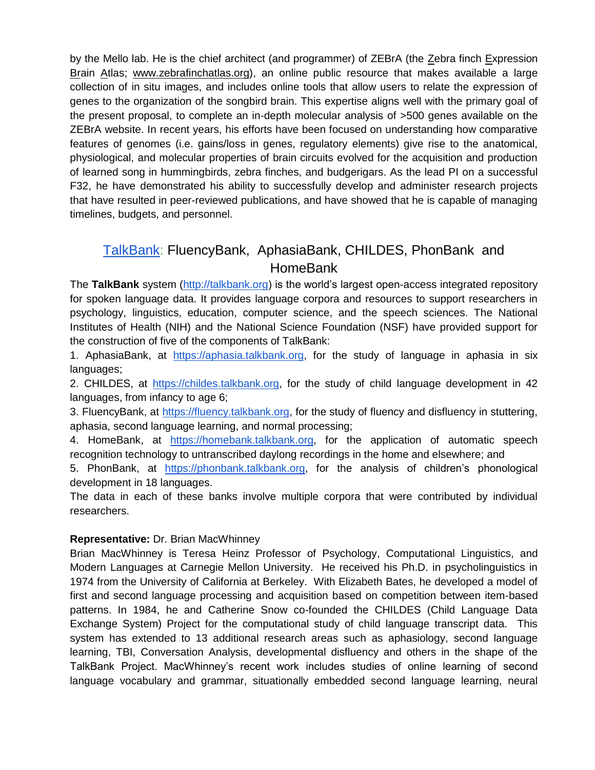by the Mello lab. He is the chief architect (and programmer) of ZEBrA (the Zebra finch Expression Brain Atlas; www.zebrafinchatlas.org), an online public resource that makes available a large collection of in situ images, and includes online tools that allow users to relate the expression of genes to the organization of the songbird brain. This expertise aligns well with the primary goal of the present proposal, to complete an in-depth molecular analysis of >500 genes available on the ZEBrA website. In recent years, his efforts have been focused on understanding how comparative features of genomes (i.e. gains/loss in genes, regulatory elements) give rise to the anatomical, physiological, and molecular properties of brain circuits evolved for the acquisition and production of learned song in hummingbirds, zebra finches, and budgerigars. As the lead PI on a successful F32, he have demonstrated his ability to successfully develop and administer research projects that have resulted in peer-reviewed publications, and have showed that he is capable of managing timelines, budgets, and personnel.

## TalkBank: FluencyBank, AphasiaBank, CHILDES, PhonBank and HomeBank

The **TalkBank** system (http://talkbank.org) is the world's largest open-access integrated repository for spoken language data. It provides language corpora and resources to support researchers in psychology, linguistics, education, computer science, and the speech sciences. The National Institutes of Health (NIH) and the National Science Foundation (NSF) have provided support for the construction of five of the components of TalkBank:

1. AphasiaBank, at https://aphasia.talkbank.org, for the study of language in aphasia in six languages;
2. CHILDES, at https://childes.talkbank.org, for the study of child language development in 42 languages, from infancy to age 6;
3. FluencyBank, at https://fluency.talkbank.org, for the study of fluency and disfluency in stuttering, aphasia, second language learning, and normal processing;
4. HomeBank, at https://homebank.talkbank.org, for the application of automatic speech recognition technology to untranscribed daylong recordings in the home and elsewhere; and
5. PhonBank, at https://phonbank.talkbank.org, for the analysis of children's phonological development in 18 languages.

The data in each of these banks involve multiple corpora that were contributed by individual researchers.

**Representative:** Dr. Brian MacWhinney

Brian MacWhinney is Teresa Heinz Professor of Psychology, Computational Linguistics, and Modern Languages at Carnegie Mellon University. He received his Ph.D. in psycholinguistics in 1974 from the University of California at Berkeley. With Elizabeth Bates, he developed a model of first and second language processing and acquisition based on competition between item-based patterns. In 1984, he and Catherine Snow co-founded the CHILDES (Child Language Data Exchange System) Project for the computational study of child language transcript data. This system has extended to 13 additional research areas such as aphasiology, second language learning, TBI, Conversation Analysis, developmental disfluency and others in the shape of the TalkBank Project. MacWhinney's recent work includes studies of online learning of second language vocabulary and grammar, situationally embedded second language learning, neural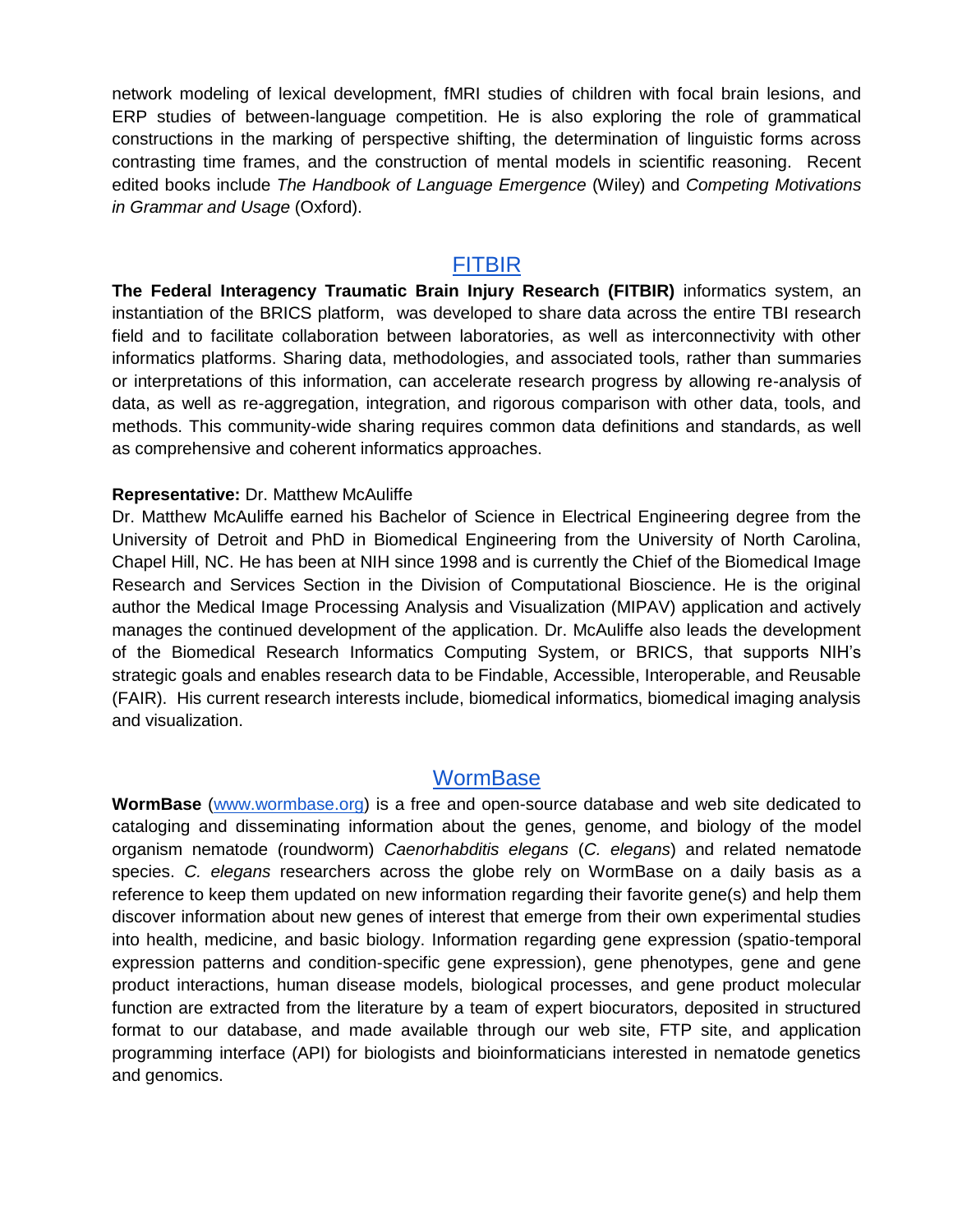network modeling of lexical development, fMRI studies of children with focal brain lesions, and ERP studies of between-language competition. He is also exploring the role of grammatical constructions in the marking of perspective shifting, the determination of linguistic forms across contrasting time frames, and the construction of mental models in scientific reasoning. Recent edited books include *The Handbook of Language Emergence* (Wiley) and *Competing Motivations in Grammar and Usage* (Oxford).

## FITBIR

**The Federal Interagency Traumatic Brain Injury Research (FITBIR)** informatics system, an instantiation of the BRICS platform, was developed to share data across the entire TBI research field and to facilitate collaboration between laboratories, as well as interconnectivity with other informatics platforms. Sharing data, methodologies, and associated tools, rather than summaries or interpretations of this information, can accelerate research progress by allowing re-analysis of data, as well as re-aggregation, integration, and rigorous comparison with other data, tools, and methods. This community-wide sharing requires common data definitions and standards, as well as comprehensive and coherent informatics approaches.

**Representative:** Dr. Matthew McAuliffe

Dr. Matthew McAuliffe earned his Bachelor of Science in Electrical Engineering degree from the University of Detroit and PhD in Biomedical Engineering from the University of North Carolina, Chapel Hill, NC. He has been at NIH since 1998 and is currently the Chief of the Biomedical Image Research and Services Section in the Division of Computational Bioscience. He is the original author the Medical Image Processing Analysis and Visualization (MIPAV) application and actively manages the continued development of the application. Dr. McAuliffe also leads the development of the Biomedical Research Informatics Computing System, or BRICS, that supports NIH's strategic goals and enables research data to be Findable, Accessible, Interoperable, and Reusable (FAIR). His current research interests include, biomedical informatics, biomedical imaging analysis and visualization.

## WormBase

**WormBase** (www.wormbase.org) is a free and open-source database and web site dedicated to cataloging and disseminating information about the genes, genome, and biology of the model organism nematode (roundworm) *Caenorhabditis elegans* (*C. elegans*) and related nematode species. *C. elegans* researchers across the globe rely on WormBase on a daily basis as a reference to keep them updated on new information regarding their favorite gene(s) and help them discover information about new genes of interest that emerge from their own experimental studies into health, medicine, and basic biology. Information regarding gene expression (spatio-temporal expression patterns and condition-specific gene expression), gene phenotypes, gene and gene product interactions, human disease models, biological processes, and gene product molecular function are extracted from the literature by a team of expert biocurators, deposited in structured format to our database, and made available through our web site, FTP site, and application programming interface (API) for biologists and bioinformaticians interested in nematode genetics and genomics.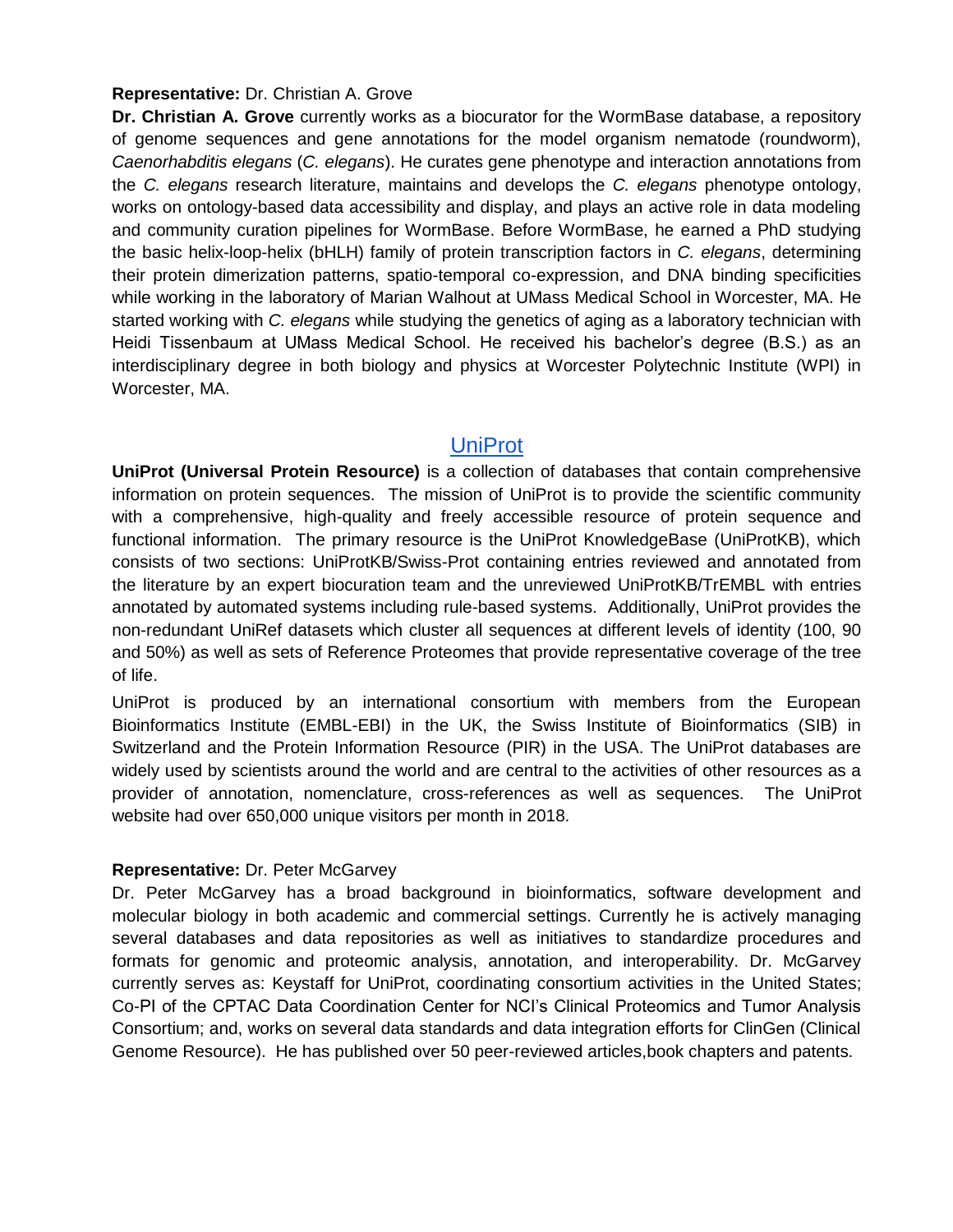**Representative:** Dr. Christian A. Grove

**Dr. Christian A. Grove** currently works as a biocurator for the WormBase database, a repository of genome sequences and gene annotations for the model organism nematode (roundworm), *Caenorhabditis elegans* (*C. elegans*). He curates gene phenotype and interaction annotations from the *C. elegans* research literature, maintains and develops the *C. elegans* phenotype ontology, works on ontology-based data accessibility and display, and plays an active role in data modeling and community curation pipelines for WormBase. Before WormBase, he earned a PhD studying the basic helix-loop-helix (bHLH) family of protein transcription factors in *C. elegans*, determining their protein dimerization patterns, spatio-temporal co-expression, and DNA binding specificities while working in the laboratory of Marian Walhout at UMass Medical School in Worcester, MA. He started working with *C. elegans* while studying the genetics of aging as a laboratory technician with Heidi Tissenbaum at UMass Medical School. He received his bachelor's degree (B.S.) as an interdisciplinary degree in both biology and physics at Worcester Polytechnic Institute (WPI) in Worcester, MA.

## UniProt

**UniProt (Universal Protein Resource)** is a collection of databases that contain comprehensive information on protein sequences. The mission of UniProt is to provide the scientific community with a comprehensive, high-quality and freely accessible resource of protein sequence and functional information. The primary resource is the UniProt KnowledgeBase (UniProtKB), which consists of two sections: UniProtKB/Swiss-Prot containing entries reviewed and annotated from the literature by an expert biocuration team and the unreviewed UniProtKB/TrEMBL with entries annotated by automated systems including rule-based systems. Additionally, UniProt provides the non-redundant UniRef datasets which cluster all sequences at different levels of identity (100, 90 and 50%) as well as sets of Reference Proteomes that provide representative coverage of the tree of life.

UniProt is produced by an international consortium with members from the European Bioinformatics Institute (EMBL-EBI) in the UK, the Swiss Institute of Bioinformatics (SIB) in Switzerland and the Protein Information Resource (PIR) in the USA. The UniProt databases are widely used by scientists around the world and are central to the activities of other resources as a provider of annotation, nomenclature, cross-references as well as sequences. The UniProt website had over 650,000 unique visitors per month in 2018.

**Representative:** Dr. Peter McGarvey

Dr. Peter McGarvey has a broad background in bioinformatics, software development and molecular biology in both academic and commercial settings. Currently he is actively managing several databases and data repositories as well as initiatives to standardize procedures and formats for genomic and proteomic analysis, annotation, and interoperability. Dr. McGarvey currently serves as: Keystaff for UniProt, coordinating consortium activities in the United States; Co-PI of the CPTAC Data Coordination Center for NCI's Clinical Proteomics and Tumor Analysis Consortium; and, works on several data standards and data integration efforts for ClinGen (Clinical Genome Resource). He has published over 50 peer-reviewed articles,book chapters and patents.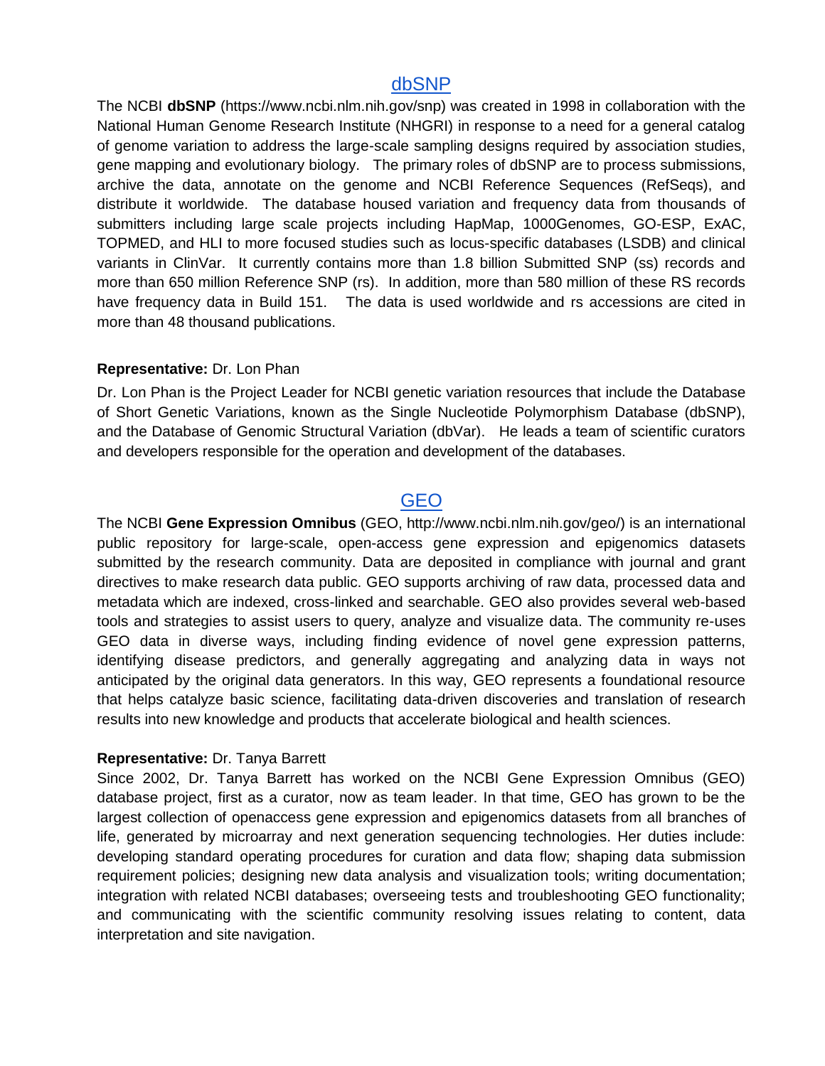## dbSNP

The NCBI **dbSNP** (https://www.ncbi.nlm.nih.gov/snp) was created in 1998 in collaboration with the National Human Genome Research Institute (NHGRI) in response to a need for a general catalog of genome variation to address the large-scale sampling designs required by association studies, gene mapping and evolutionary biology. The primary roles of dbSNP are to process submissions, archive the data, annotate on the genome and NCBI Reference Sequences (RefSeqs), and distribute it worldwide. The database housed variation and frequency data from thousands of submitters including large scale projects including HapMap, 1000Genomes, GO-ESP, ExAC, TOPMED, and HLI to more focused studies such as locus-specific databases (LSDB) and clinical variants in ClinVar. It currently contains more than 1.8 billion Submitted SNP (ss) records and more than 650 million Reference SNP (rs). In addition, more than 580 million of these RS records have frequency data in Build 151. The data is used worldwide and rs accessions are cited in more than 48 thousand publications.

**Representative:** Dr. Lon Phan

Dr. Lon Phan is the Project Leader for NCBI genetic variation resources that include the Database of Short Genetic Variations, known as the Single Nucleotide Polymorphism Database (dbSNP), and the Database of Genomic Structural Variation (dbVar). He leads a team of scientific curators and developers responsible for the operation and development of the databases.

## GEO

The NCBI **Gene Expression Omnibus** (GEO, http://www.ncbi.nlm.nih.gov/geo/) is an international public repository for large-scale, open-access gene expression and epigenomics datasets submitted by the research community. Data are deposited in compliance with journal and grant directives to make research data public. GEO supports archiving of raw data, processed data and metadata which are indexed, cross-linked and searchable. GEO also provides several web-based tools and strategies to assist users to query, analyze and visualize data. The community re-uses GEO data in diverse ways, including finding evidence of novel gene expression patterns, identifying disease predictors, and generally aggregating and analyzing data in ways not anticipated by the original data generators. In this way, GEO represents a foundational resource that helps catalyze basic science, facilitating data-driven discoveries and translation of research results into new knowledge and products that accelerate biological and health sciences.

**Representative:** Dr. Tanya Barrett

Since 2002, Dr. Tanya Barrett has worked on the NCBI Gene Expression Omnibus (GEO) database project, first as a curator, now as team leader. In that time, GEO has grown to be the largest collection of openaccess gene expression and epigenomics datasets from all branches of life, generated by microarray and next generation sequencing technologies. Her duties include: developing standard operating procedures for curation and data flow; shaping data submission requirement policies; designing new data analysis and visualization tools; writing documentation; integration with related NCBI databases; overseeing tests and troubleshooting GEO functionality; and communicating with the scientific community resolving issues relating to content, data interpretation and site navigation.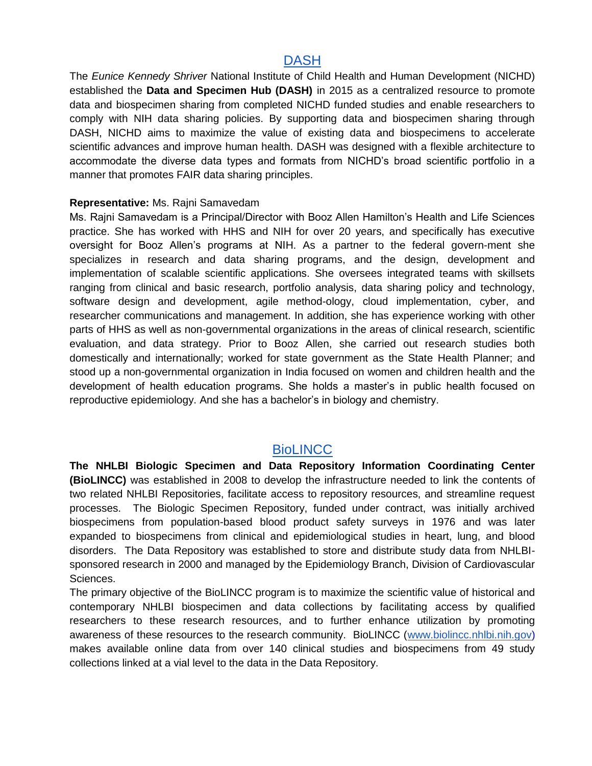## DASH

The *Eunice Kennedy Shriver* National Institute of Child Health and Human Development (NICHD) established the **Data and Specimen Hub (DASH)** in 2015 as a centralized resource to promote data and biospecimen sharing from completed NICHD funded studies and enable researchers to comply with NIH data sharing policies. By supporting data and biospecimen sharing through DASH, NICHD aims to maximize the value of existing data and biospecimens to accelerate scientific advances and improve human health. DASH was designed with a flexible architecture to accommodate the diverse data types and formats from NICHD's broad scientific portfolio in a manner that promotes FAIR data sharing principles.

**Representative:** Ms. Rajni Samavedam

Ms. Rajni Samavedam is a Principal/Director with Booz Allen Hamilton's Health and Life Sciences practice. She has worked with HHS and NIH for over 20 years, and specifically has executive oversight for Booz Allen's programs at NIH. As a partner to the federal govern-ment she specializes in research and data sharing programs, and the design, development and implementation of scalable scientific applications. She oversees integrated teams with skillsets ranging from clinical and basic research, portfolio analysis, data sharing policy and technology, software design and development, agile method-ology, cloud implementation, cyber, and researcher communications and management. In addition, she has experience working with other parts of HHS as well as non-governmental organizations in the areas of clinical research, scientific evaluation, and data strategy. Prior to Booz Allen, she carried out research studies both domestically and internationally; worked for state government as the State Health Planner; and stood up a non-governmental organization in India focused on women and children health and the development of health education programs. She holds a master's in public health focused on reproductive epidemiology. And she has a bachelor's in biology and chemistry.

## BioLINCC

**The NHLBI Biologic Specimen and Data Repository Information Coordinating Center (BioLINCC)** was established in 2008 to develop the infrastructure needed to link the contents of two related NHLBI Repositories, facilitate access to repository resources, and streamline request processes. The Biologic Specimen Repository, funded under contract, was initially archived biospecimens from population-based blood product safety surveys in 1976 and was later expanded to biospecimens from clinical and epidemiological studies in heart, lung, and blood disorders. The Data Repository was established to store and distribute study data from NHLBI-sponsored research in 2000 and managed by the Epidemiology Branch, Division of Cardiovascular Sciences.

The primary objective of the BioLINCC program is to maximize the scientific value of historical and contemporary NHLBI biospecimen and data collections by facilitating access by qualified researchers to these research resources, and to further enhance utilization by promoting awareness of these resources to the research community. BioLINCC (www.biolincc.nhlbi.nih.gov) makes available online data from over 140 clinical studies and biospecimens from 49 study collections linked at a vial level to the data in the Data Repository.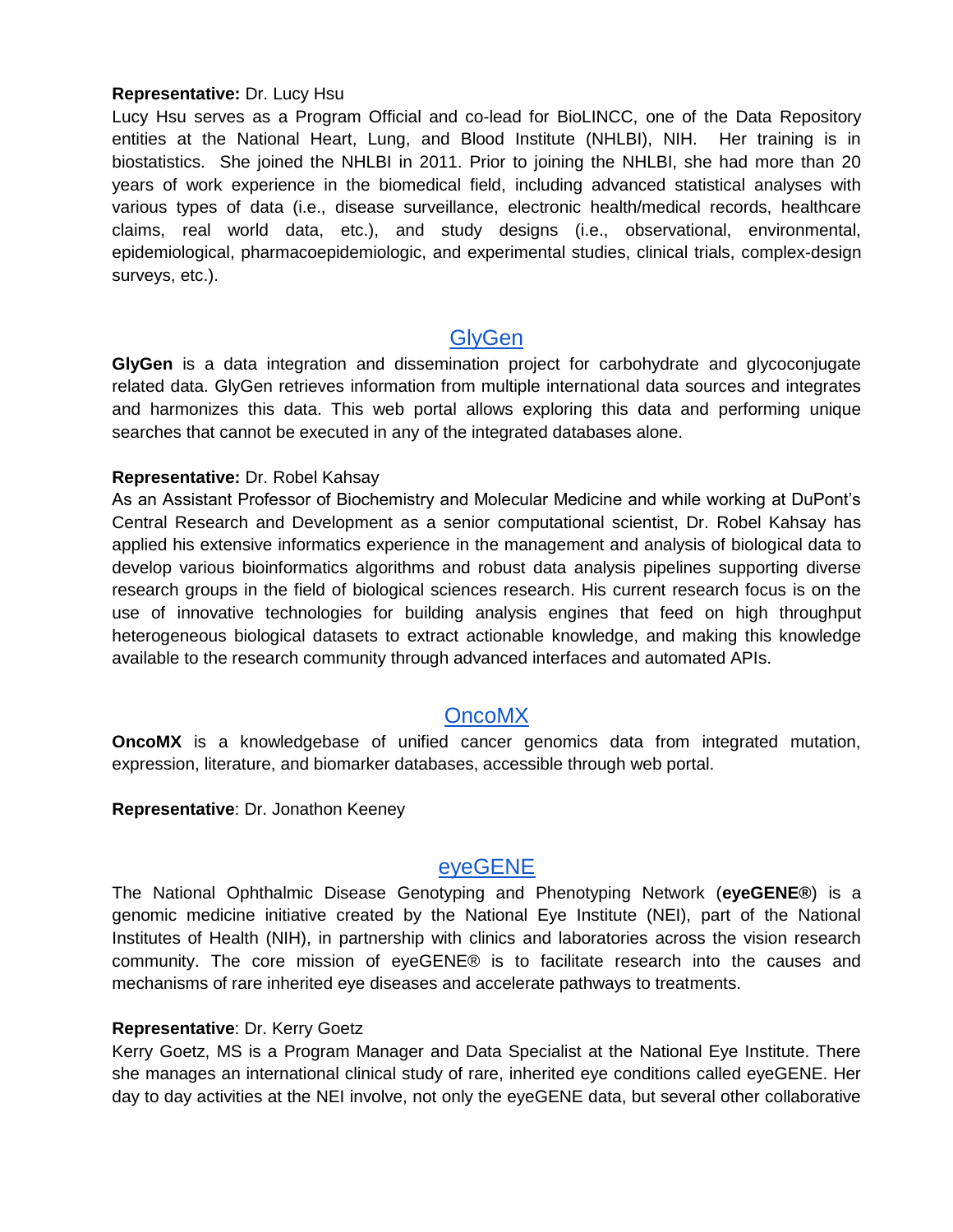**Representative:** Dr. Lucy Hsu

Lucy Hsu serves as a Program Official and co-lead for BioLINCC, one of the Data Repository entities at the National Heart, Lung, and Blood Institute (NHLBI), NIH. Her training is in biostatistics. She joined the NHLBI in 2011. Prior to joining the NHLBI, she had more than 20 years of work experience in the biomedical field, including advanced statistical analyses with various types of data (i.e., disease surveillance, electronic health/medical records, healthcare claims, real world data, etc.), and study designs (i.e., observational, environmental, epidemiological, pharmacoepidemiologic, and experimental studies, clinical trials, complex-design surveys, etc.).

## GlyGen

**GlyGen** is a data integration and dissemination project for carbohydrate and glycoconjugate related data. GlyGen retrieves information from multiple international data sources and integrates and harmonizes this data. This web portal allows exploring this data and performing unique searches that cannot be executed in any of the integrated databases alone.

**Representative:** Dr. Robel Kahsay

As an Assistant Professor of Biochemistry and Molecular Medicine and while working at DuPont's Central Research and Development as a senior computational scientist, Dr. Robel Kahsay has applied his extensive informatics experience in the management and analysis of biological data to develop various bioinformatics algorithms and robust data analysis pipelines supporting diverse research groups in the field of biological sciences research. His current research focus is on the use of innovative technologies for building analysis engines that feed on high throughput heterogeneous biological datasets to extract actionable knowledge, and making this knowledge available to the research community through advanced interfaces and automated APIs.

## OncoMX

**OncoMX** is a knowledgebase of unified cancer genomics data from integrated mutation, expression, literature, and biomarker databases, accessible through web portal.

**Representative**: Dr. Jonathon Keeney

## eyeGENE

The National Ophthalmic Disease Genotyping and Phenotyping Network (**eyeGENE®**) is a genomic medicine initiative created by the National Eye Institute (NEI), part of the National Institutes of Health (NIH), in partnership with clinics and laboratories across the vision research community. The core mission of eyeGENE® is to facilitate research into the causes and mechanisms of rare inherited eye diseases and accelerate pathways to treatments.

**Representative**: Dr. Kerry Goetz

Kerry Goetz, MS is a Program Manager and Data Specialist at the National Eye Institute. There she manages an international clinical study of rare, inherited eye conditions called eyeGENE. Her day to day activities at the NEI involve, not only the eyeGENE data, but several other collaborative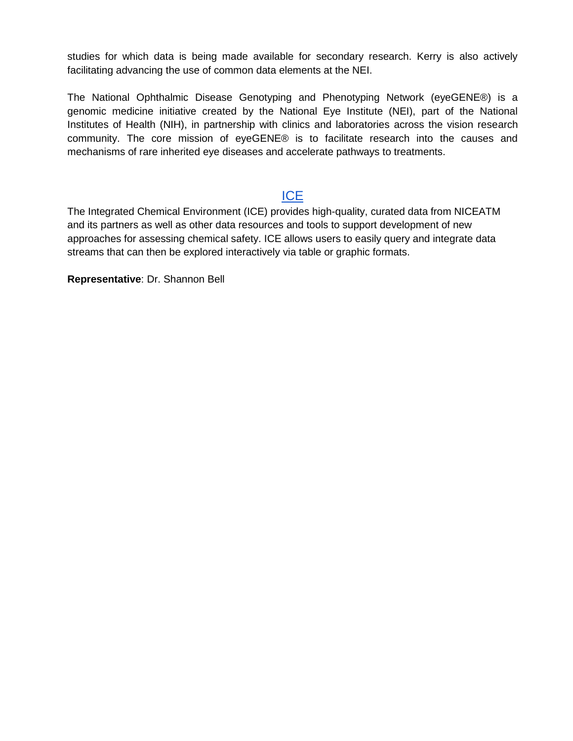studies for which data is being made available for secondary research. Kerry is also actively facilitating advancing the use of common data elements at the NEI.

The National Ophthalmic Disease Genotyping and Phenotyping Network (eyeGENE®) is a genomic medicine initiative created by the National Eye Institute (NEI), part of the National Institutes of Health (NIH), in partnership with clinics and laboratories across the vision research community. The core mission of eyeGENE® is to facilitate research into the causes and mechanisms of rare inherited eye diseases and accelerate pathways to treatments.

## ICE

The Integrated Chemical Environment (ICE) provides high-quality, curated data from NICEATM and its partners as well as other data resources and tools to support development of new approaches for assessing chemical safety. ICE allows users to easily query and integrate data streams that can then be explored interactively via table or graphic formats.

**Representative**: Dr. Shannon Bell